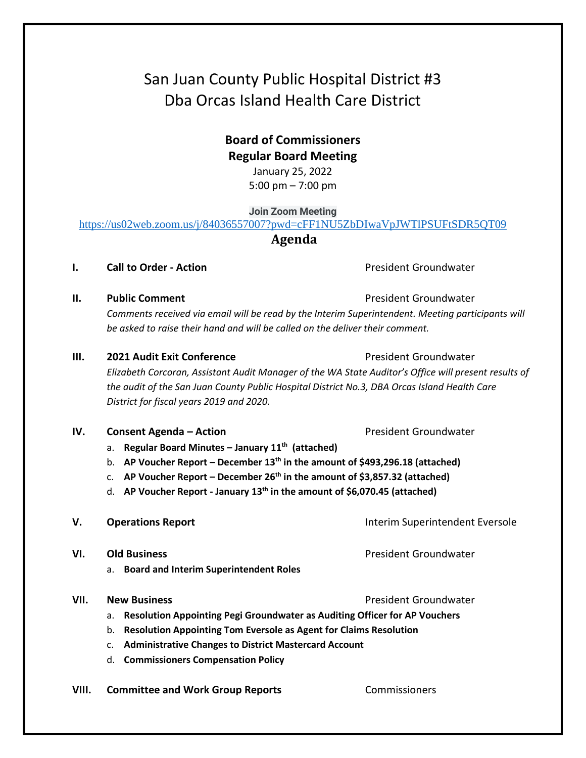# San Juan County Public Hospital District #3
# Dba Orcas Island Health Care District

**Board of Commissioners**
**Regular Board Meeting**
January 25, 2022
5:00 pm – 7:00 pm

**Join Zoom Meeting**
https://us02web.zoom.us/j/84036557007?pwd=cFF1NU5ZbDIwaVpJWTlPSUFtSDR5QT09

## Agenda

**I. Call to Order - Action** — President Groundwater

**II. Public Comment** — President Groundwater

*Comments received via email will be read by the Interim Superintendent. Meeting participants will be asked to raise their hand and will be called on the deliver their comment.*

**III. 2021 Audit Exit Conference** — President Groundwater

*Elizabeth Corcoran, Assistant Audit Manager of the WA State Auditor's Office will present results of the audit of the San Juan County Public Hospital District No.3, DBA Orcas Island Health Care District for fiscal years 2019 and 2020.*

**IV. Consent Agenda – Action** — President Groundwater

a. **Regular Board Minutes – January 11th (attached)**
b. **AP Voucher Report – December 13th in the amount of $493,296.18 (attached)**
c. **AP Voucher Report – December 26th in the amount of $3,857.32 (attached)**
d. **AP Voucher Report - January 13th in the amount of $6,070.45 (attached)**

**V. Operations Report** — Interim Superintendent Eversole

**VI. Old Business** — President Groundwater

a. **Board and Interim Superintendent Roles**

**VII. New Business** — President Groundwater

a. **Resolution Appointing Pegi Groundwater as Auditing Officer for AP Vouchers**
b. **Resolution Appointing Tom Eversole as Agent for Claims Resolution**
c. **Administrative Changes to District Mastercard Account**
d. **Commissioners Compensation Policy**

**VIII. Committee and Work Group Reports** — Commissioners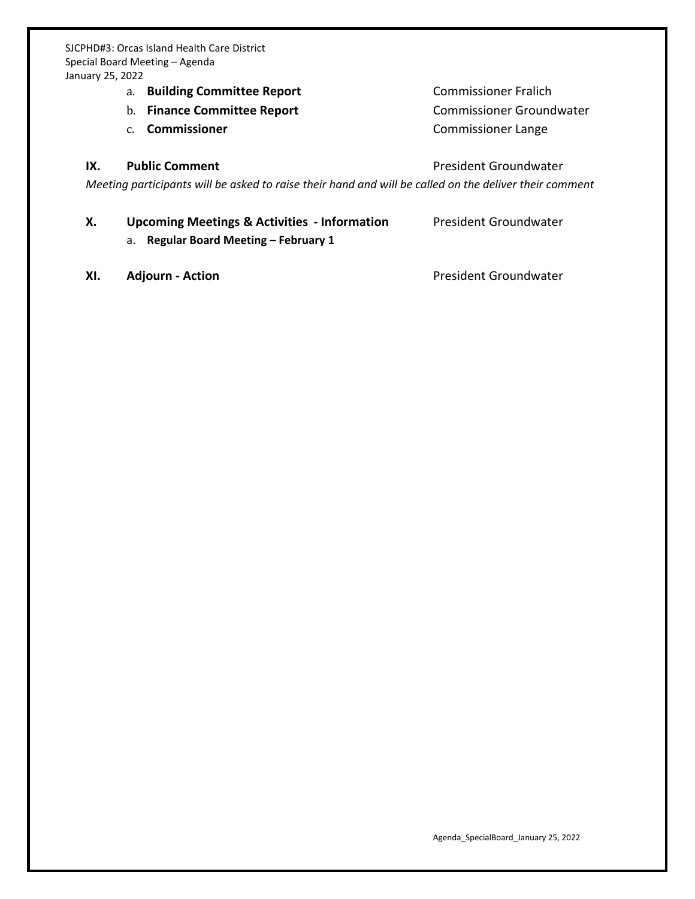a. **Building Committee Report** — Commissioner Fralich
b. **Finance Committee Report** — Commissioner Groundwater
c. **Commissioner** — Commissioner Lange

**IX. Public Comment** — President Groundwater

*Meeting participants will be asked to raise their hand and will be called on the deliver their comment*

**X. Upcoming Meetings & Activities - Information** — President Groundwater

a. **Regular Board Meeting – February 1**

**XI. Adjourn - Action** — President Groundwater